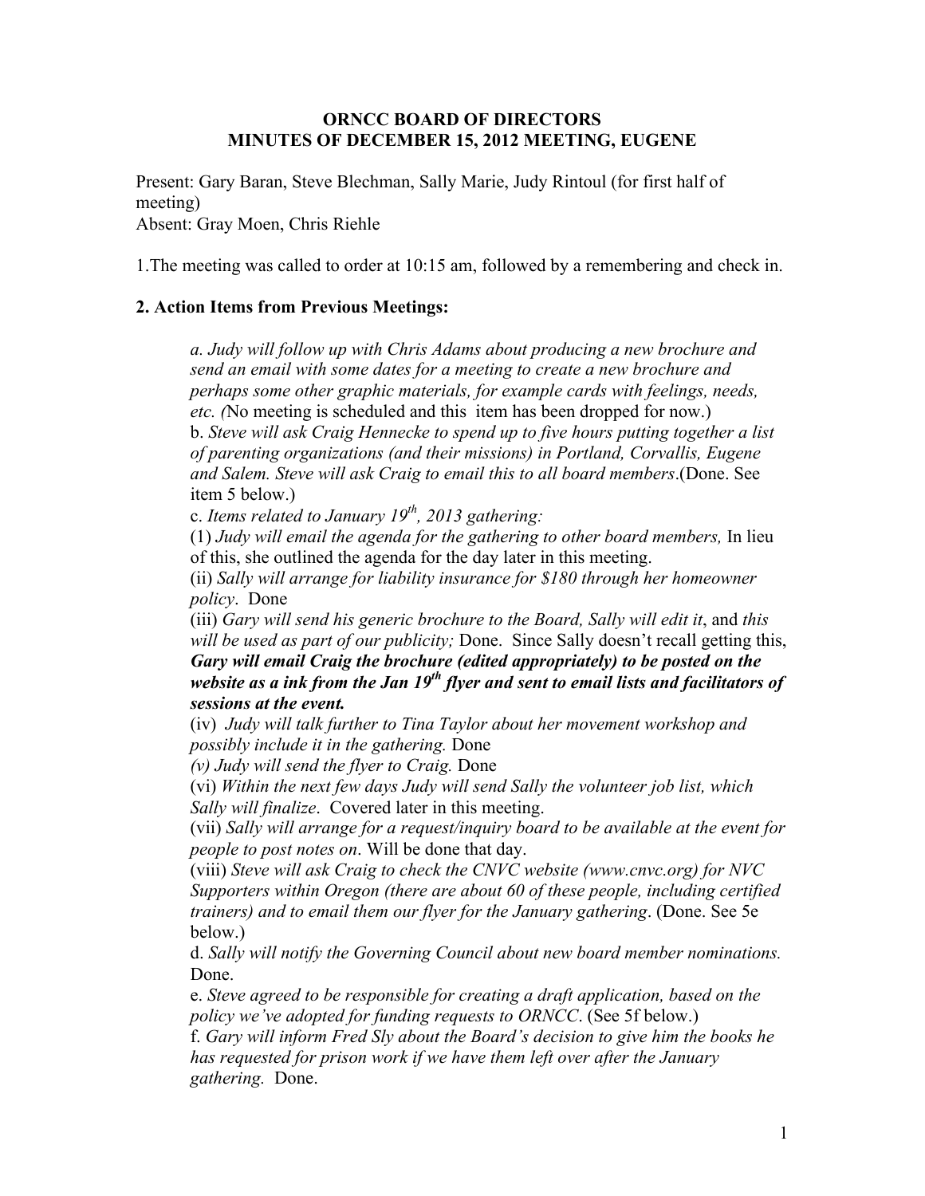**ORNCC BOARD OF DIRECTORS**
**MINUTES OF DECEMBER 15, 2012 MEETING, EUGENE**

Present: Gary Baran, Steve Blechman, Sally Marie, Judy Rintoul (for first half of meeting)
Absent: Gray Moen, Chris Riehle

1.The meeting was called to order at 10:15 am, followed by a remembering and check in.

## 2. Action Items from Previous Meetings:

*a. Judy will follow up with Chris Adams about producing a new brochure and send an email with some dates for a meeting to create a new brochure and perhaps some other graphic materials, for example cards with feelings, needs, etc. (*No meeting is scheduled and this item has been dropped for now.)

b. *Steve will ask Craig Hennecke to spend up to five hours putting together a list of parenting organizations (and their missions) in Portland, Corvallis, Eugene and Salem. Steve will ask Craig to email this to all board members*.(Done. See item 5 below.)

c. *Items related to January 19th, 2013 gathering:*

(1) *Judy will email the agenda for the gathering to other board members,* In lieu of this, she outlined the agenda for the day later in this meeting.

(ii) *Sally will arrange for liability insurance for $180 through her homeowner policy*. Done

(iii) *Gary will send his generic brochure to the Board, Sally will edit it*, and *this will be used as part of our publicity;* Done. Since Sally doesn't recall getting this, ***Gary will email Craig the brochure (edited appropriately) to be posted on the website as a ink from the Jan 19th flyer and sent to email lists and facilitators of sessions at the event.***

(iv) *Judy will talk further to Tina Taylor about her movement workshop and possibly include it in the gathering.* Done

*(v) Judy will send the flyer to Craig.* Done

(vi) *Within the next few days Judy will send Sally the volunteer job list, which Sally will finalize*. Covered later in this meeting.

(vii) *Sally will arrange for a request/inquiry board to be available at the event for people to post notes on*. Will be done that day.

(viii) *Steve will ask Craig to check the CNVC website (www.cnvc.org) for NVC Supporters within Oregon (there are about 60 of these people, including certified trainers) and to email them our flyer for the January gathering*. (Done. See 5e below.)

d. *Sally will notify the Governing Council about new board member nominations.* Done.

e. *Steve agreed to be responsible for creating a draft application, based on the policy we've adopted for funding requests to ORNCC*. (See 5f below.)

f. *Gary will inform Fred Sly about the Board's decision to give him the books he has requested for prison work if we have them left over after the January gathering.* Done.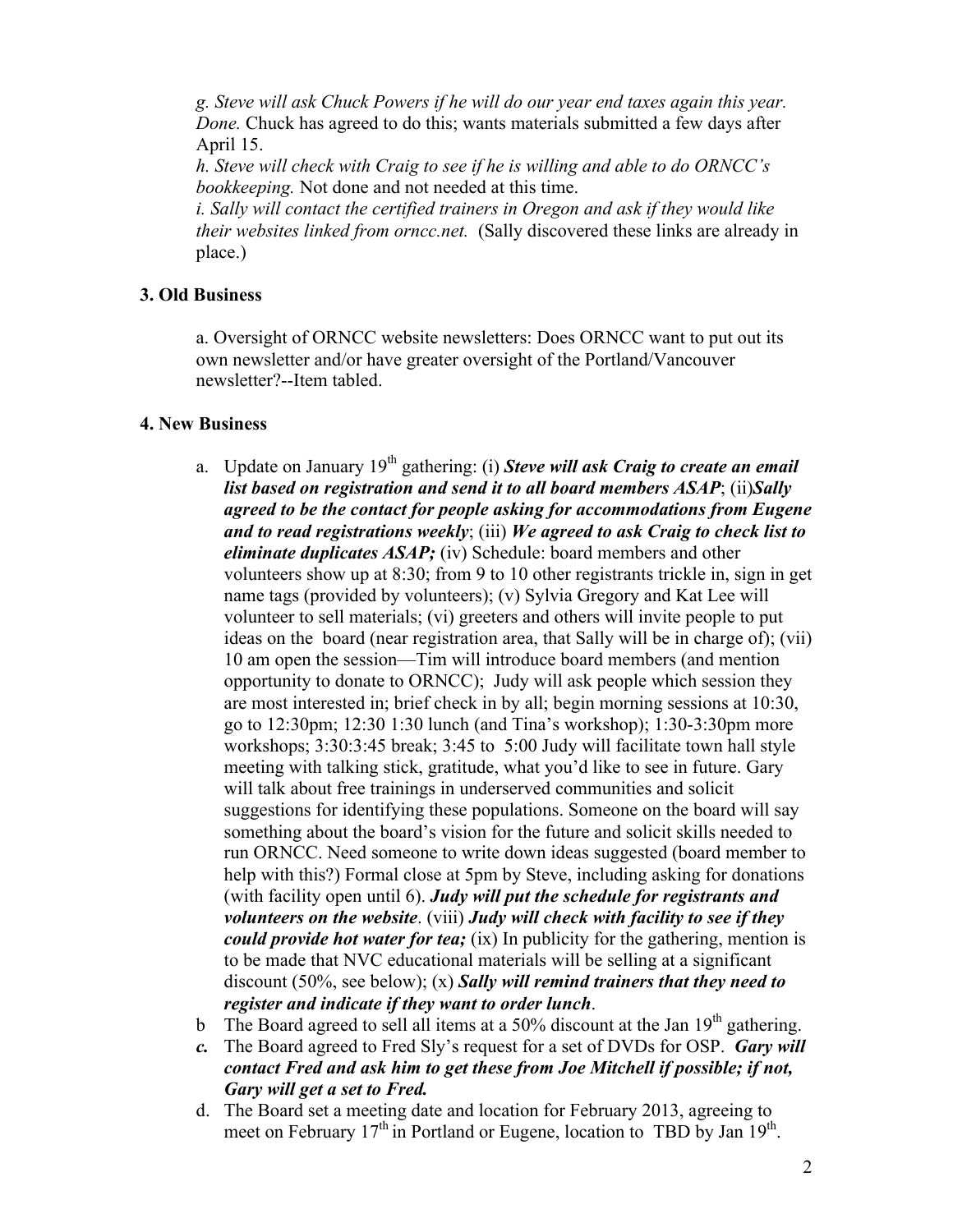*g. Steve will ask Chuck Powers if he will do our year end taxes again this year. Done.* Chuck has agreed to do this; wants materials submitted a few days after April 15.

*h. Steve will check with Craig to see if he is willing and able to do ORNCC's bookkeeping.* Not done and not needed at this time.

*i. Sally will contact the certified trainers in Oregon and ask if they would like their websites linked from orncc.net.* (Sally discovered these links are already in place.)

### 3. Old Business

a. Oversight of ORNCC website newsletters: Does ORNCC want to put out its own newsletter and/or have greater oversight of the Portland/Vancouver newsletter?--Item tabled.

### 4. New Business

a. Update on January 19th gathering: (i) ***Steve will ask Craig to create an email list based on registration and send it to all board members ASAP***; (ii)***Sally agreed to be the contact for people asking for accommodations from Eugene and to read registrations weekly***; (iii) ***We agreed to ask Craig to check list to eliminate duplicates ASAP;*** (iv) Schedule: board members and other volunteers show up at 8:30; from 9 to 10 other registrants trickle in, sign in get name tags (provided by volunteers); (v) Sylvia Gregory and Kat Lee will volunteer to sell materials; (vi) greeters and others will invite people to put ideas on the board (near registration area, that Sally will be in charge of); (vii) 10 am open the session—Tim will introduce board members (and mention opportunity to donate to ORNCC); Judy will ask people which session they are most interested in; brief check in by all; begin morning sessions at 10:30, go to 12:30pm; 12:30 1:30 lunch (and Tina's workshop); 1:30-3:30pm more workshops; 3:30:3:45 break; 3:45 to 5:00 Judy will facilitate town hall style meeting with talking stick, gratitude, what you'd like to see in future. Gary will talk about free trainings in underserved communities and solicit suggestions for identifying these populations. Someone on the board will say something about the board's vision for the future and solicit skills needed to run ORNCC. Need someone to write down ideas suggested (board member to help with this?) Formal close at 5pm by Steve, including asking for donations (with facility open until 6). ***Judy will put the schedule for registrants and volunteers on the website***. (viii) ***Judy will check with facility to see if they could provide hot water for tea;*** (ix) In publicity for the gathering, mention is to be made that NVC educational materials will be selling at a significant discount (50%, see below); (x) ***Sally will remind trainers that they need to register and indicate if they want to order lunch***.

b The Board agreed to sell all items at a 50% discount at the Jan 19th gathering.

***c.*** The Board agreed to Fred Sly's request for a set of DVDs for OSP. ***Gary will contact Fred and ask him to get these from Joe Mitchell if possible; if not, Gary will get a set to Fred.***

d. The Board set a meeting date and location for February 2013, agreeing to meet on February 17th in Portland or Eugene, location to TBD by Jan 19th.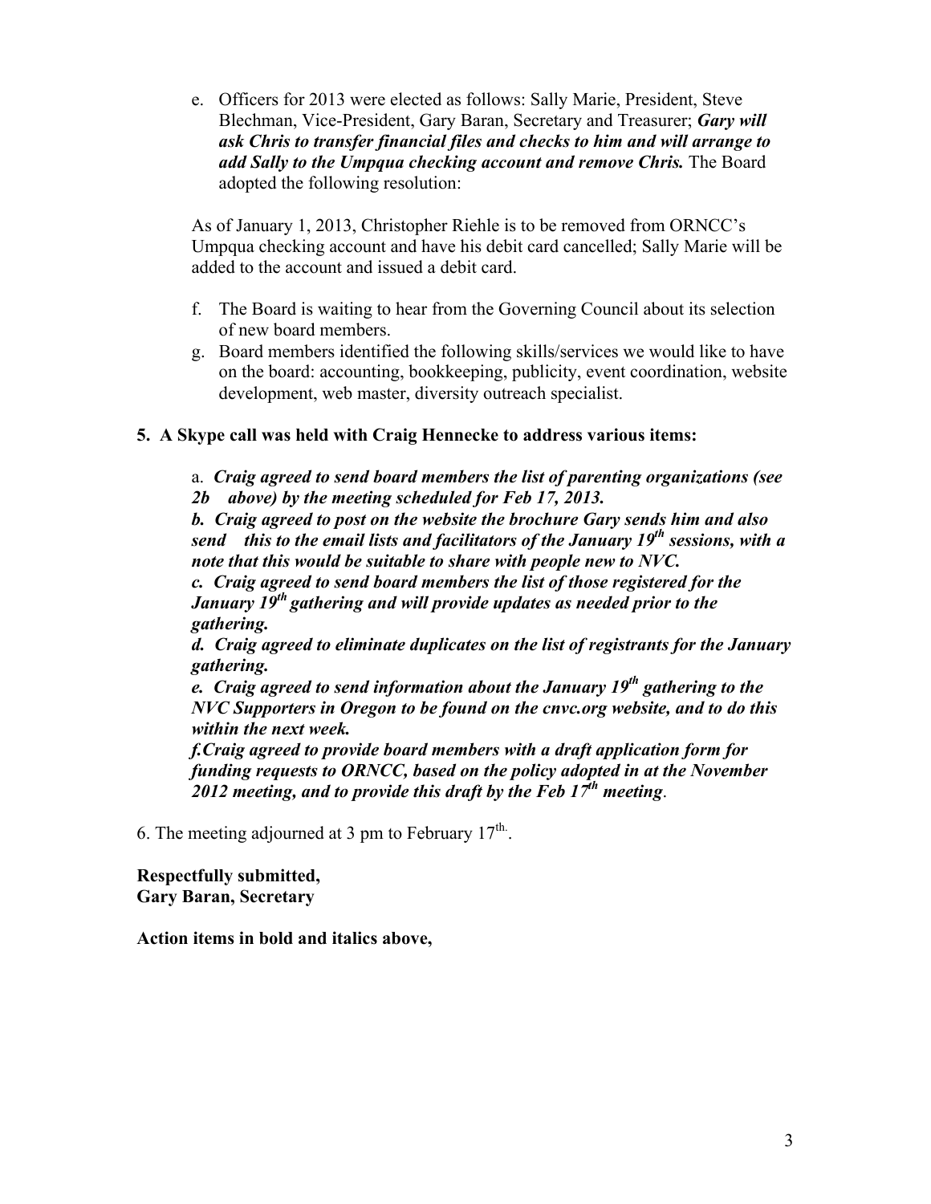e. Officers for 2013 were elected as follows: Sally Marie, President, Steve Blechman, Vice-President, Gary Baran, Secretary and Treasurer; ***Gary will ask Chris to transfer financial files and checks to him and will arrange to add Sally to the Umpqua checking account and remove Chris.*** The Board adopted the following resolution:

   As of January 1, 2013, Christopher Riehle is to be removed from ORNCC's Umpqua checking account and have his debit card cancelled; Sally Marie will be added to the account and issued a debit card.

f. The Board is waiting to hear from the Governing Council about its selection of new board members.

g. Board members identified the following skills/services we would like to have on the board: accounting, bookkeeping, publicity, event coordination, website development, web master, diversity outreach specialist.

**5. A Skype call was held with Craig Hennecke to address various items:**

***a. Craig agreed to send board members the list of parenting organizations (see 2b above) by the meeting scheduled for Feb 17, 2013.***

***b. Craig agreed to post on the website the brochure Gary sends him and also send this to the email lists and facilitators of the January 19th sessions, with a note that this would be suitable to share with people new to NVC.***

***c. Craig agreed to send board members the list of those registered for the January 19th gathering and will provide updates as needed prior to the gathering.***

***d. Craig agreed to eliminate duplicates on the list of registrants for the January gathering.***

***e. Craig agreed to send information about the January 19th gathering to the NVC Supporters in Oregon to be found on the cnvc.org website, and to do this within the next week.***

***f. Craig agreed to provide board members with a draft application form for funding requests to ORNCC, based on the policy adopted in at the November 2012 meeting, and to provide this draft by the Feb 17th meeting.***

6. The meeting adjourned at 3 pm to February 17th.

**Respectfully submitted,**
**Gary Baran, Secretary**

**Action items in bold and italics above,**